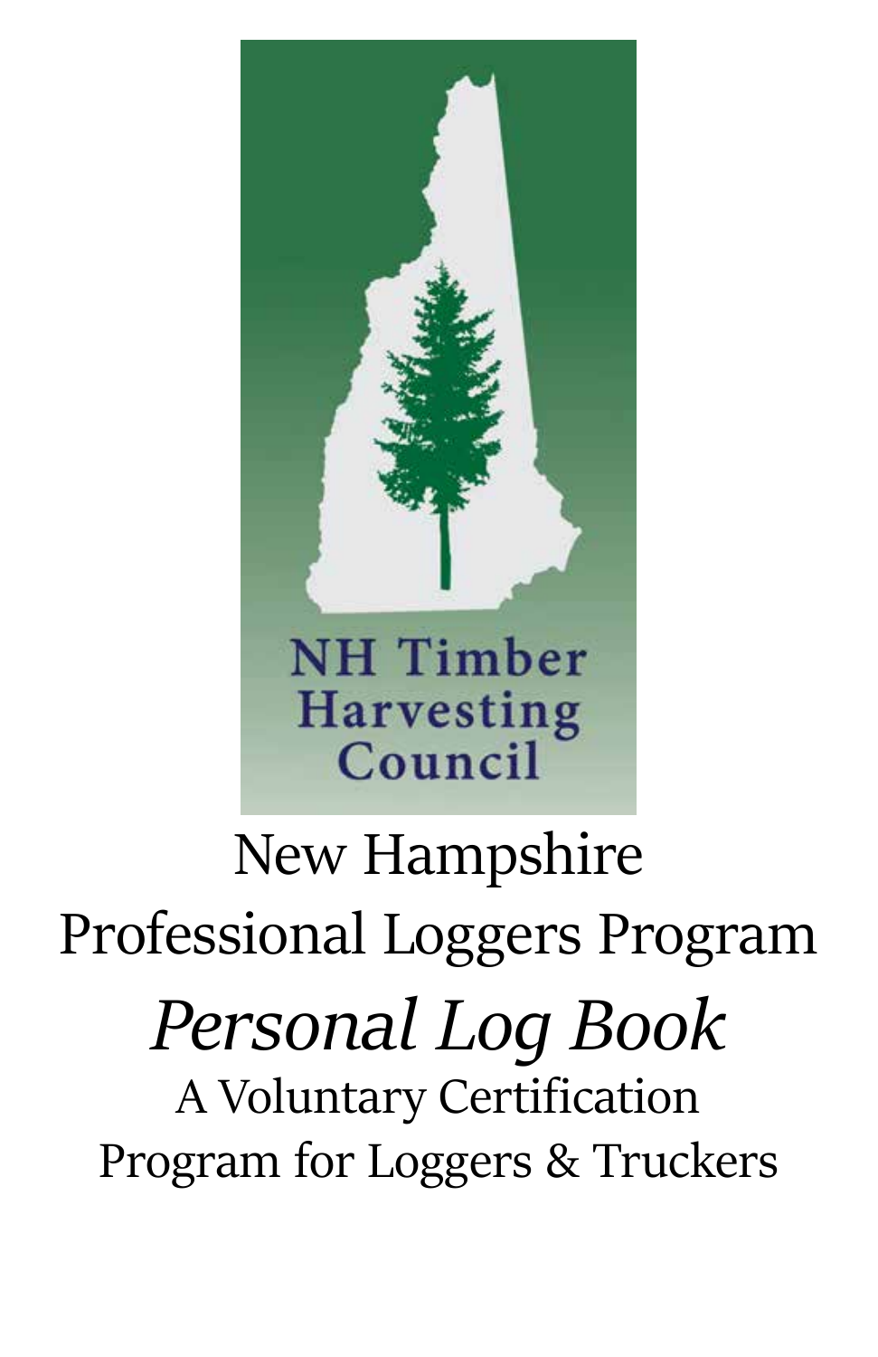NH Timber Harvesting Council

# New Hampshire Professional Loggers Program

## *Personal Log Book*

A Voluntary Certification Program for Loggers & Truckers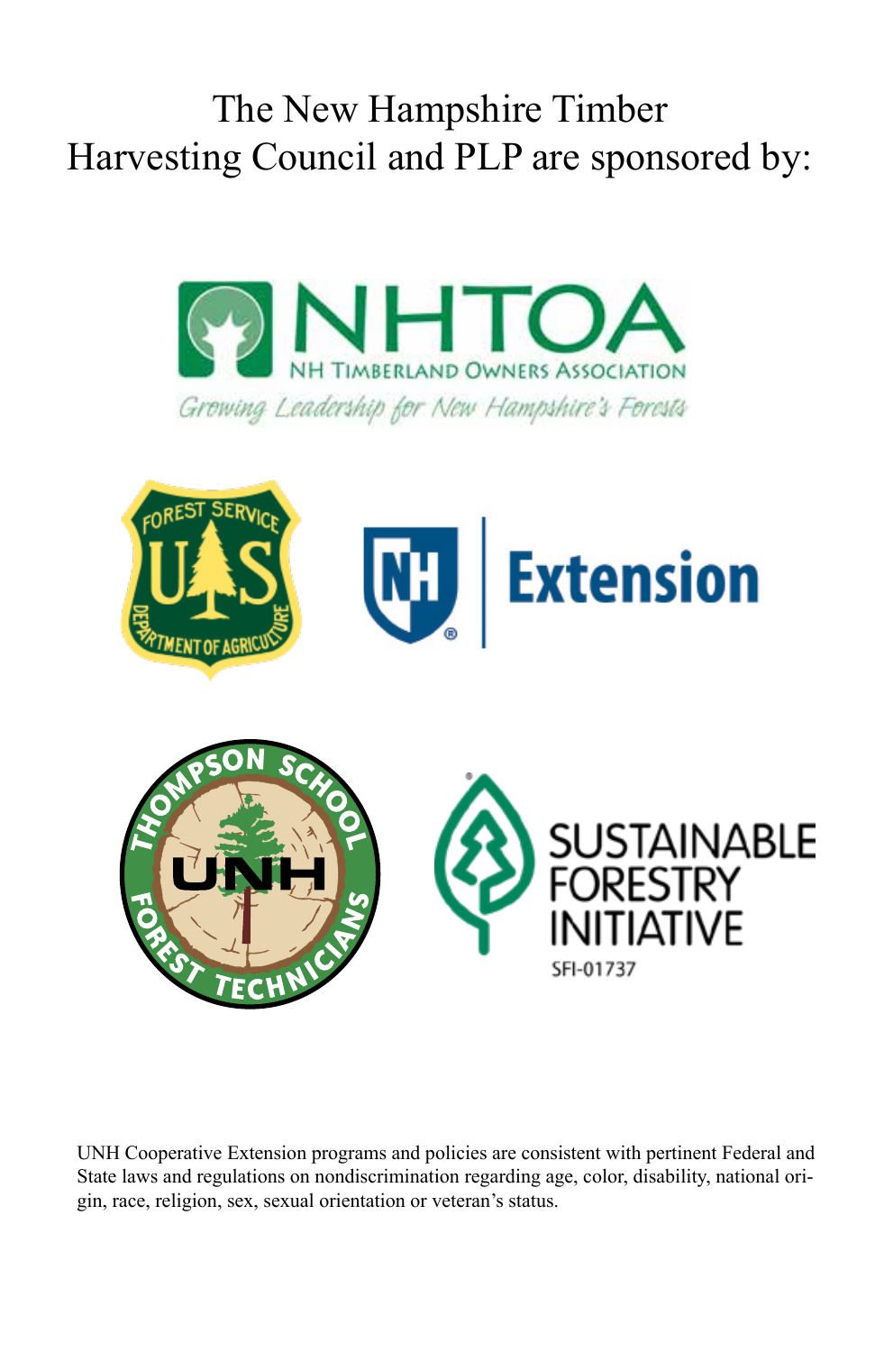The New Hampshire Timber Harvesting Council and PLP are sponsored by:

NHTOA
NH Timberland Owners Association
*Growing Leadership for New Hampshire's Forests*

Forest Service U.S. Department of Agriculture

UNH Extension

Thompson School UNH Forest Technicians

Sustainable Forestry Initiative
SFI-01737

UNH Cooperative Extension programs and policies are consistent with pertinent Federal and State laws and regulations on nondiscrimination regarding age, color, disability, national origin, race, religion, sex, sexual orientation or veteran's status.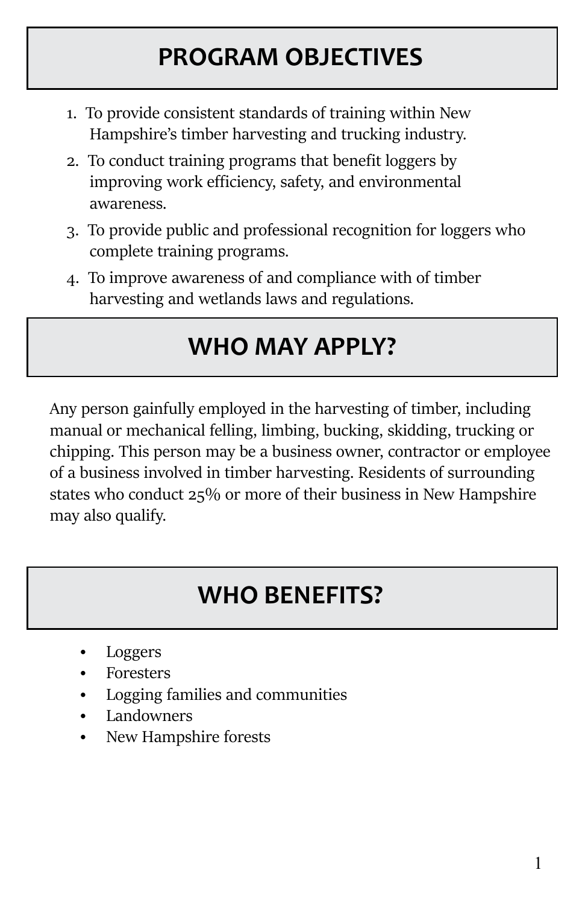## PROGRAM OBJECTIVES

1. To provide consistent standards of training within New Hampshire's timber harvesting and trucking industry.
2. To conduct training programs that benefit loggers by improving work efficiency, safety, and environmental awareness.
3. To provide public and professional recognition for loggers who complete training programs.
4. To improve awareness of and compliance with of timber harvesting and wetlands laws and regulations.

## WHO MAY APPLY?

Any person gainfully employed in the harvesting of timber, including manual or mechanical felling, limbing, bucking, skidding, trucking or chipping. This person may be a business owner, contractor or employee of a business involved in timber harvesting. Residents of surrounding states who conduct 25% or more of their business in New Hampshire may also qualify.

## WHO BENEFITS?

- Loggers
- Foresters
- Logging families and communities
- Landowners
- New Hampshire forests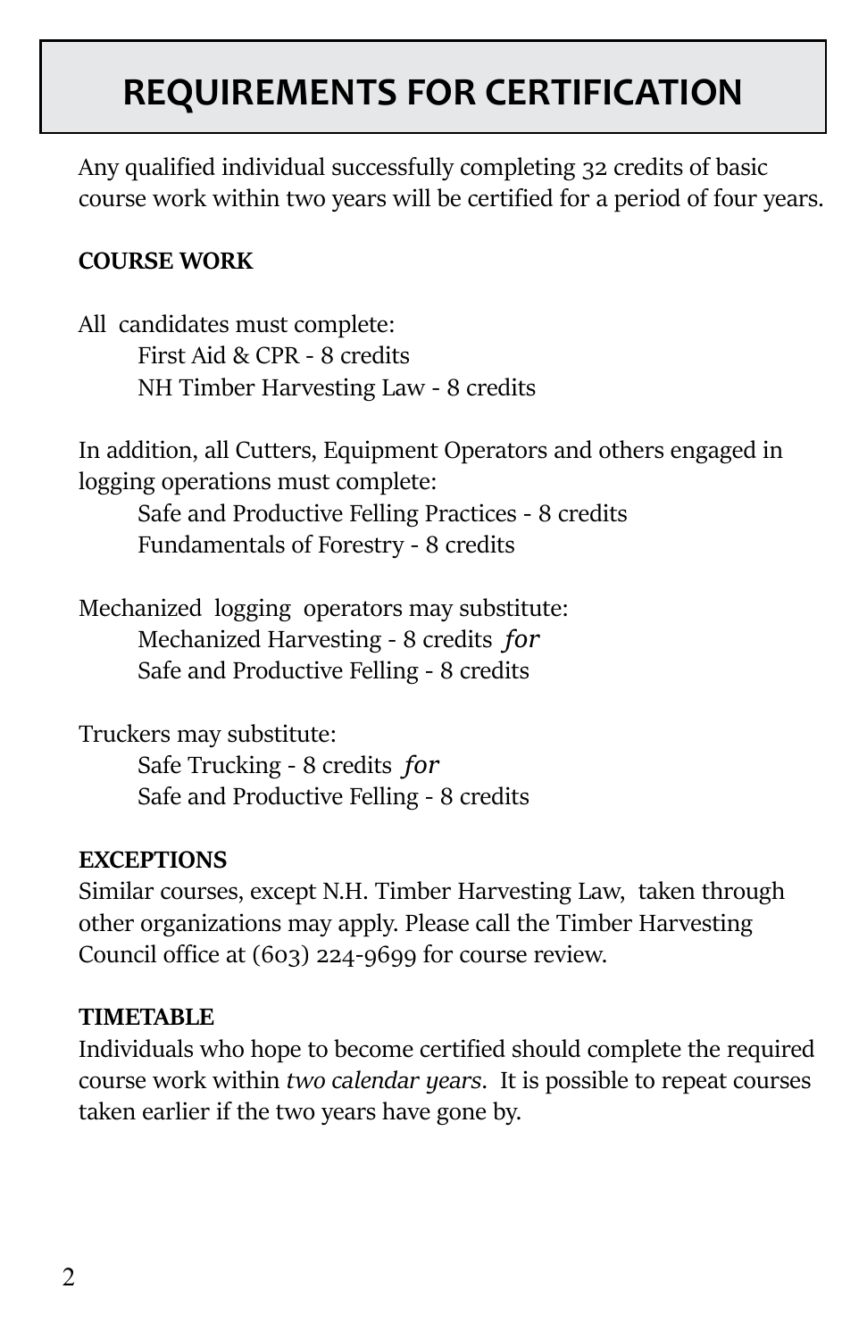# REQUIREMENTS FOR CERTIFICATION

Any qualified individual successfully completing 32 credits of basic course work within two years will be certified for a period of four years.

**COURSE WORK**

All candidates must complete:

- First Aid & CPR - 8 credits
- NH Timber Harvesting Law - 8 credits

In addition, all Cutters, Equipment Operators and others engaged in logging operations must complete:

- Safe and Productive Felling Practices - 8 credits
- Fundamentals of Forestry - 8 credits

Mechanized logging operators may substitute:

Mechanized Harvesting - 8 credits *for*
Safe and Productive Felling - 8 credits

Truckers may substitute:

Safe Trucking - 8 credits *for*
Safe and Productive Felling - 8 credits

**EXCEPTIONS**

Similar courses, except N.H. Timber Harvesting Law, taken through other organizations may apply. Please call the Timber Harvesting Council office at (603) 224-9699 for course review.

**TIMETABLE**

Individuals who hope to become certified should complete the required course work within *two calendar years*. It is possible to repeat courses taken earlier if the two years have gone by.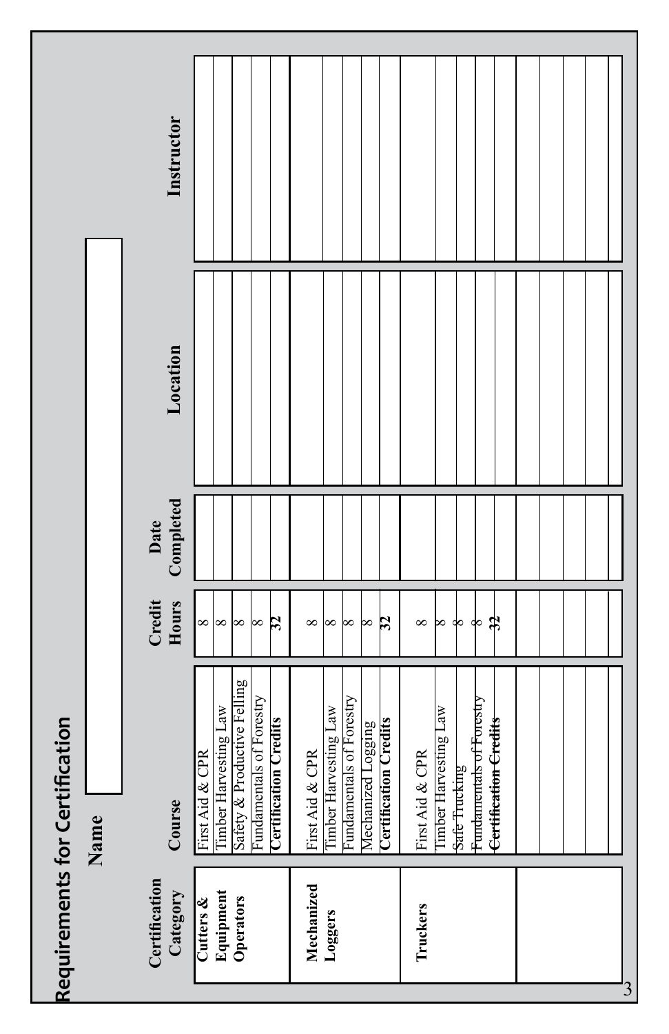# Requirements for Certification

**Name** ____________________

| Certification Category | Course | Credit Hours | Date Completed | Location | Instructor |
|---|---|---|---|---|---|
| **Cutters & Equipment Operators** | First Aid & CPR | 8 | | | |
| | Timber Harvesting Law | 8 | | | |
| | Safety & Productive Felling | 8 | | | |
| | Fundamentals of Forestry | 8 | | | |
| | **Certification Credits** | **32** | | | |
| **Mechanized Loggers** | First Aid & CPR | 8 | | | |
| | Timber Harvesting Law | 8 | | | |
| | Fundamentals of Forestry | 8 | | | |
| | Mechanized Logging | 8 | | | |
| | **Certification Credits** | **32** | | | |
| **Truckers** | First Aid & CPR | 8 | | | |
| | Timber Harvesting Law | 8 | | | |
| | Safe Trucking | 8 | | | |
| | Fundamentals of Forestry | 8 | | | |
| | **Certification Credits** | **32** | | | |
| | | | | | |
| | | | | | |
| | | | | | |
| | | | | | |
| | | | | | |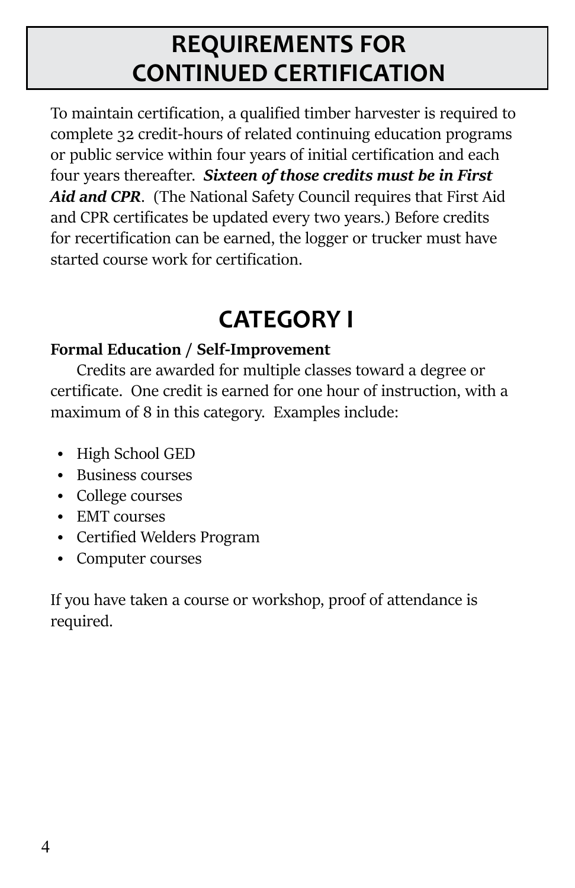# REQUIREMENTS FOR CONTINUED CERTIFICATION

To maintain certification, a qualified timber harvester is required to complete 32 credit-hours of related continuing education programs or public service within four years of initial certification and each four years thereafter. ***Sixteen of those credits must be in First Aid and CPR***. (The National Safety Council requires that First Aid and CPR certificates be updated every two years.) Before credits for recertification can be earned, the logger or trucker must have started course work for certification.

## CATEGORY I

**Formal Education / Self-Improvement**

Credits are awarded for multiple classes toward a degree or certificate. One credit is earned for one hour of instruction, with a maximum of 8 in this category. Examples include:

- High School GED
- Business courses
- College courses
- EMT courses
- Certified Welders Program
- Computer courses

If you have taken a course or workshop, proof of attendance is required.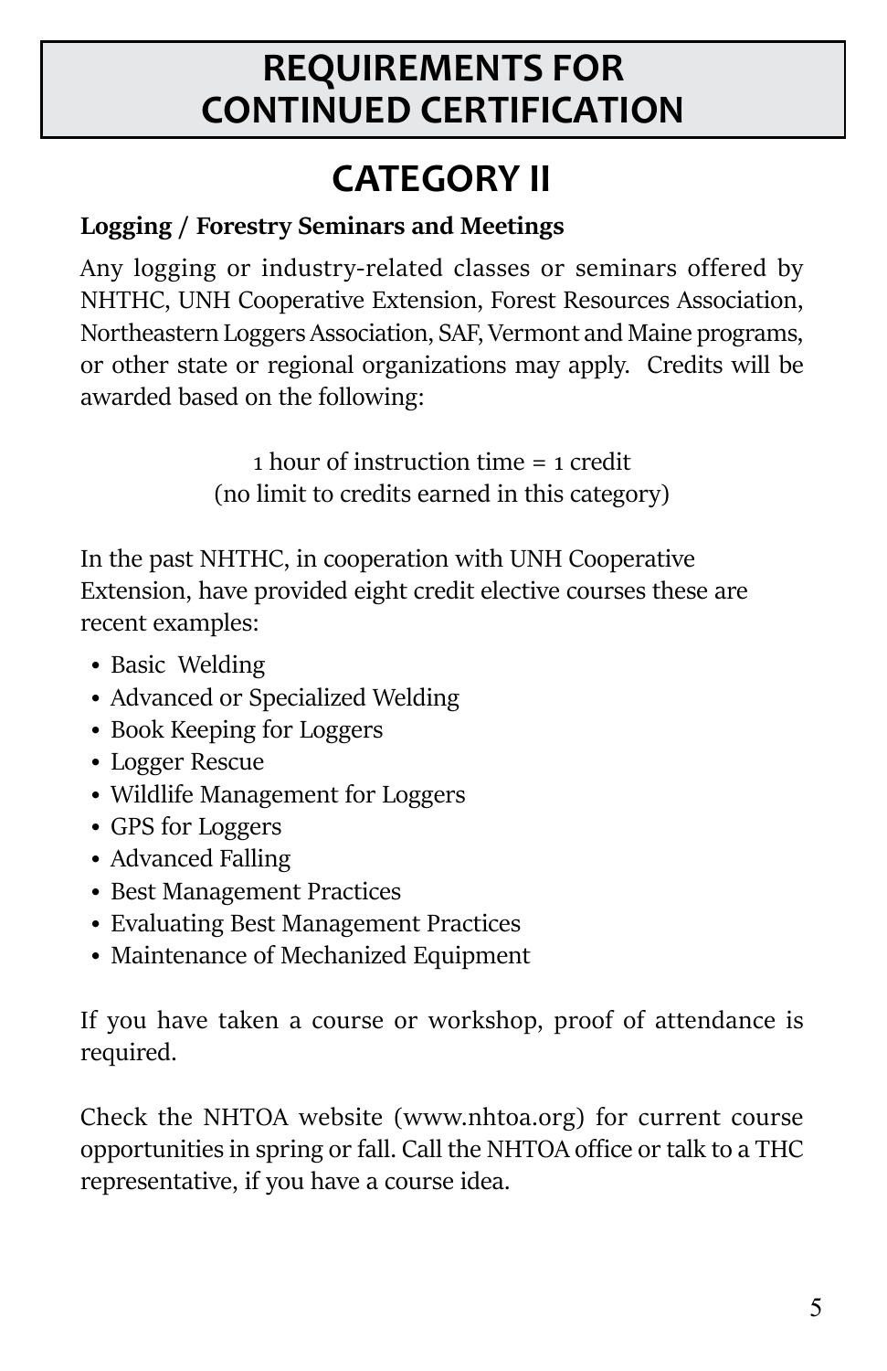# REQUIREMENTS FOR CONTINUED CERTIFICATION

## CATEGORY II

**Logging / Forestry Seminars and Meetings**

Any logging or industry-related classes or seminars offered by NHTHC, UNH Cooperative Extension, Forest Resources Association, Northeastern Loggers Association, SAF, Vermont and Maine programs, or other state or regional organizations may apply. Credits will be awarded based on the following:

1 hour of instruction time = 1 credit
(no limit to credits earned in this category)

In the past NHTHC, in cooperation with UNH Cooperative Extension, have provided eight credit elective courses these are recent examples:

- Basic Welding
- Advanced or Specialized Welding
- Book Keeping for Loggers
- Logger Rescue
- Wildlife Management for Loggers
- GPS for Loggers
- Advanced Falling
- Best Management Practices
- Evaluating Best Management Practices
- Maintenance of Mechanized Equipment

If you have taken a course or workshop, proof of attendance is required.

Check the NHTOA website (www.nhtoa.org) for current course opportunities in spring or fall. Call the NHTOA office or talk to a THC representative, if you have a course idea.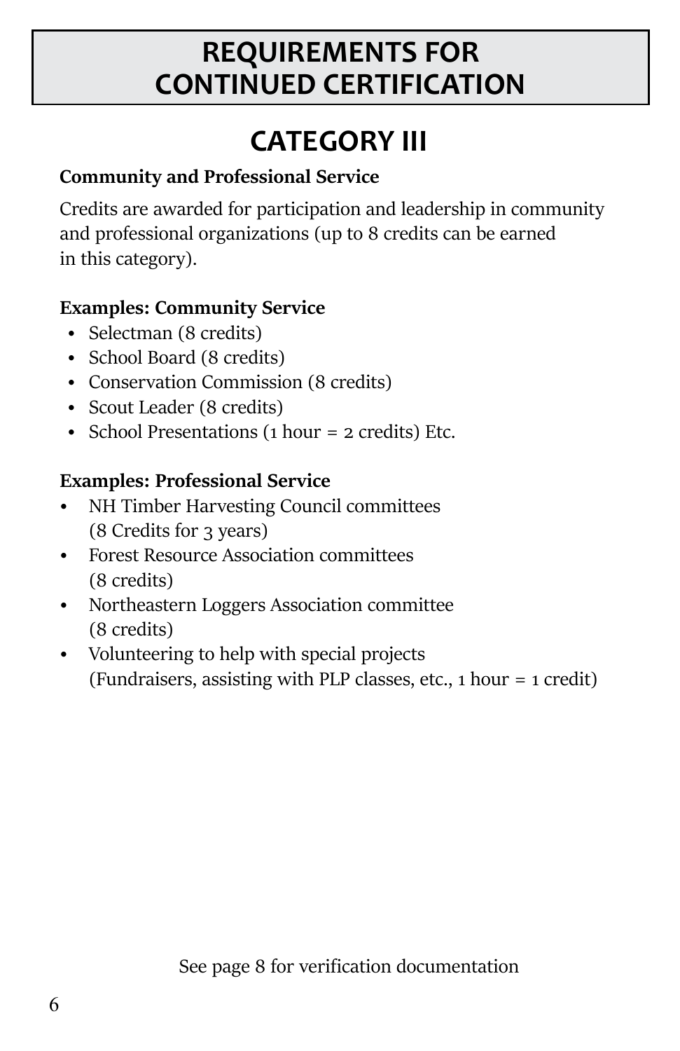# REQUIREMENTS FOR CONTINUED CERTIFICATION

## CATEGORY III

**Community and Professional Service**

Credits are awarded for participation and leadership in community and professional organizations (up to 8 credits can be earned in this category).

**Examples: Community Service**

- Selectman (8 credits)
- School Board (8 credits)
- Conservation Commission (8 credits)
- Scout Leader (8 credits)
- School Presentations (1 hour = 2 credits) Etc.

**Examples: Professional Service**

- NH Timber Harvesting Council committees (8 Credits for 3 years)
- Forest Resource Association committees (8 credits)
- Northeastern Loggers Association committee (8 credits)
- Volunteering to help with special projects (Fundraisers, assisting with PLP classes, etc., 1 hour = 1 credit)

See page 8 for verification documentation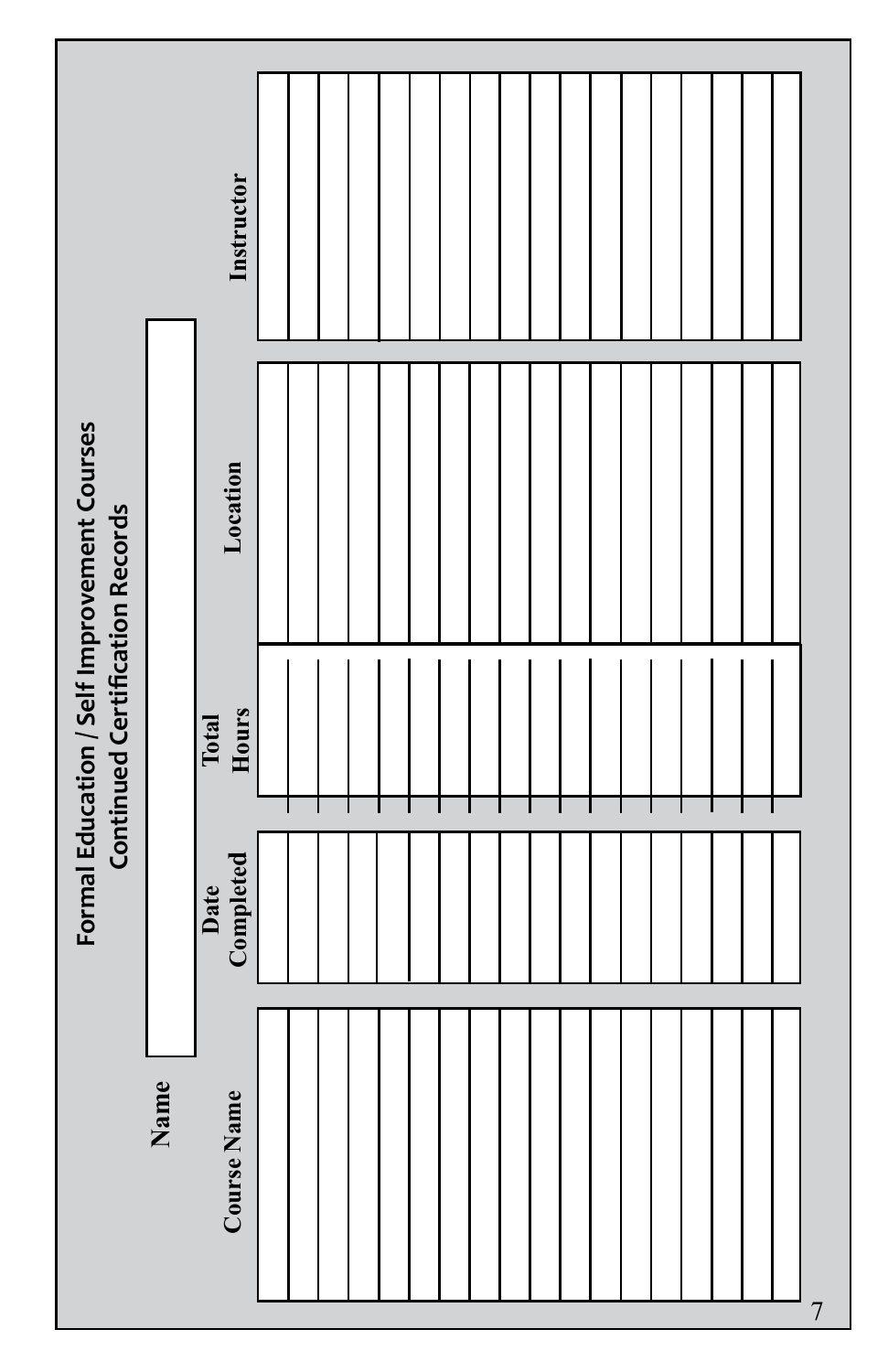# Formal Education / Self Improvement Courses
## Continued Certification Records

**Name**

| Course Name | Date Completed | Total Hours | Location | Instructor |
|---|---|---|---|---|
| | | | | |
| | | | | |
| | | | | |
| | | | | |
| | | | | |
| | | | | |
| | | | | |
| | | | | |
| | | | | |
| | | | | |
| | | | | |
| | | | | |
| | | | | |
| | | | | |
| | | | | |
| | | | | |
| | | | | |
| | | | | |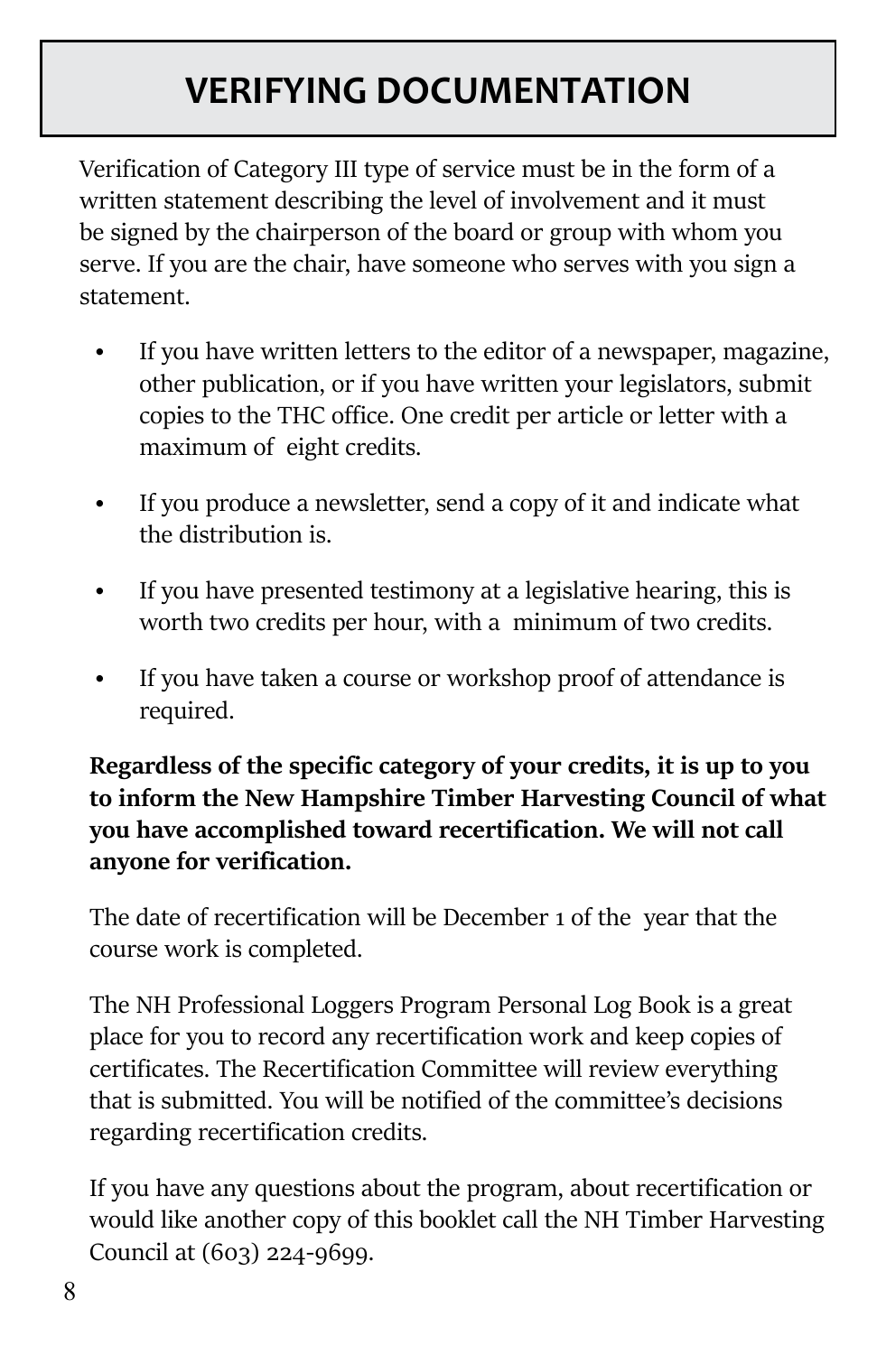# VERIFYING DOCUMENTATION

Verification of Category III type of service must be in the form of a written statement describing the level of involvement and it must be signed by the chairperson of the board or group with whom you serve. If you are the chair, have someone who serves with you sign a statement.

- If you have written letters to the editor of a newspaper, magazine, other publication, or if you have written your legislators, submit copies to the THC office. One credit per article or letter with a maximum of eight credits.
- If you produce a newsletter, send a copy of it and indicate what the distribution is.
- If you have presented testimony at a legislative hearing, this is worth two credits per hour, with a minimum of two credits.
- If you have taken a course or workshop proof of attendance is required.

**Regardless of the specific category of your credits, it is up to you to inform the New Hampshire Timber Harvesting Council of what you have accomplished toward recertification. We will not call anyone for verification.**

The date of recertification will be December 1 of the year that the course work is completed.

The NH Professional Loggers Program Personal Log Book is a great place for you to record any recertification work and keep copies of certificates. The Recertification Committee will review everything that is submitted. You will be notified of the committee's decisions regarding recertification credits.

If you have any questions about the program, about recertification or would like another copy of this booklet call the NH Timber Harvesting Council at (603) 224-9699.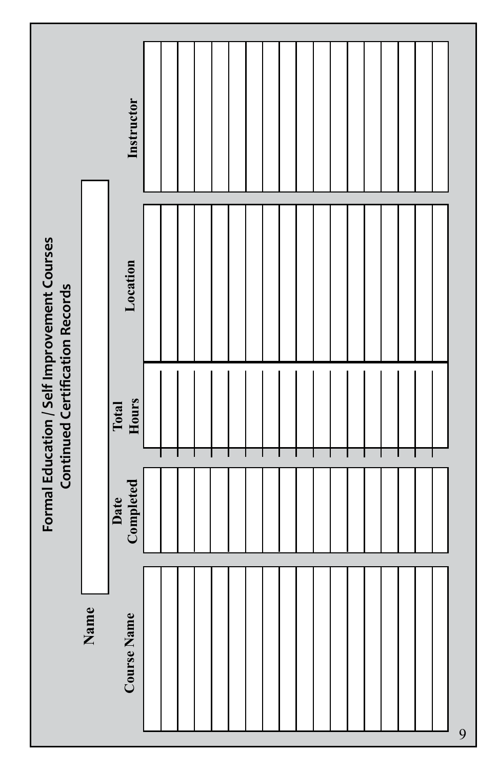## Formal Education / Self Improvement Courses
## Continued Certification Records

**Name** 

| Course Name | Date Completed | Total Hours | Location | Instructor |
| --- | --- | --- | --- | --- |
| | | | | |
| | | | | |
| | | | | |
| | | | | |
| | | | | |
| | | | | |
| | | | | |
| | | | | |
| | | | | |
| | | | | |
| | | | | |
| | | | | |
| | | | | |
| | | | | |
| | | | | |
| | | | | |
| | | | | |
| | | | | |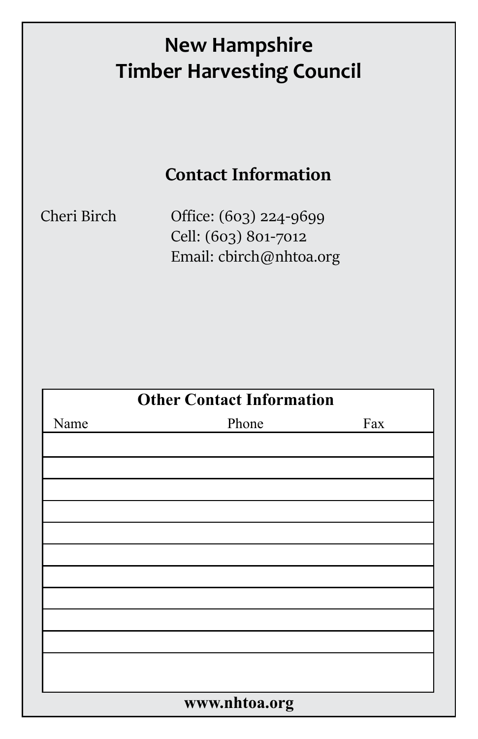# New Hampshire Timber Harvesting Council

## Contact Information

Cheri Birch

Office: (603) 224-9699
Cell: (603) 801-7012
Email: cbirch@nhtoa.org

**Other Contact Information**

| Name | Phone | Fax |
| --- | --- | --- |
| | | |
| | | |
| | | |
| | | |
| | | |
| | | |
| | | |
| | | |
| | | |
| | | |
| | | |

**www.nhtoa.org**